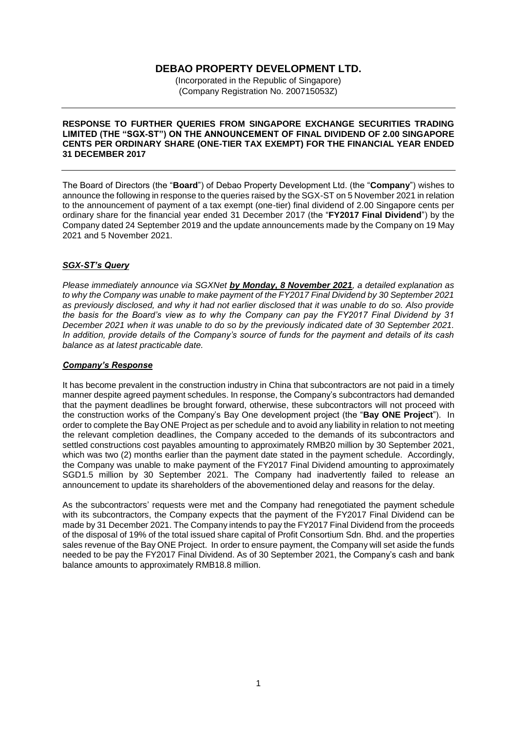# DEBAO PROPERTY DEVELOPMENT LTD.

(Incorporated in the Republic of Singapore)
(Company Registration No. 200715053Z)

---

**RESPONSE TO FURTHER QUERIES FROM SINGAPORE EXCHANGE SECURITIES TRADING LIMITED (THE "SGX-ST") ON THE ANNOUNCEMENT OF FINAL DIVIDEND OF 2.00 SINGAPORE CENTS PER ORDINARY SHARE (ONE-TIER TAX EXEMPT) FOR THE FINANCIAL YEAR ENDED 31 DECEMBER 2017**

---

The Board of Directors (the "**Board**") of Debao Property Development Ltd. (the "**Company**") wishes to announce the following in response to the queries raised by the SGX-ST on 5 November 2021 in relation to the announcement of payment of a tax exempt (one-tier) final dividend of 2.00 Singapore cents per ordinary share for the financial year ended 31 December 2017 (the "**FY2017 Final Dividend**") by the Company dated 24 September 2019 and the update announcements made by the Company on 19 May 2021 and 5 November 2021.

***SGX-ST's Query***

*Please immediately announce via SGXNet* ***by Monday, 8 November 2021****, a detailed explanation as to why the Company was unable to make payment of the FY2017 Final Dividend by 30 September 2021 as previously disclosed, and why it had not earlier disclosed that it was unable to do so. Also provide the basis for the Board's view as to why the Company can pay the FY2017 Final Dividend by 31 December 2021 when it was unable to do so by the previously indicated date of 30 September 2021. In addition, provide details of the Company's source of funds for the payment and details of its cash balance as at latest practicable date.*

***Company's Response***

It has become prevalent in the construction industry in China that subcontractors are not paid in a timely manner despite agreed payment schedules. In response, the Company's subcontractors had demanded that the payment deadlines be brought forward, otherwise, these subcontractors will not proceed with the construction works of the Company's Bay One development project (the "**Bay ONE Project**"). In order to complete the Bay ONE Project as per schedule and to avoid any liability in relation to not meeting the relevant completion deadlines, the Company acceded to the demands of its subcontractors and settled constructions cost payables amounting to approximately RMB20 million by 30 September 2021, which was two (2) months earlier than the payment date stated in the payment schedule. Accordingly, the Company was unable to make payment of the FY2017 Final Dividend amounting to approximately SGD1.5 million by 30 September 2021. The Company had inadvertently failed to release an announcement to update its shareholders of the abovementioned delay and reasons for the delay.

As the subcontractors' requests were met and the Company had renegotiated the payment schedule with its subcontractors, the Company expects that the payment of the FY2017 Final Dividend can be made by 31 December 2021. The Company intends to pay the FY2017 Final Dividend from the proceeds of the disposal of 19% of the total issued share capital of Profit Consortium Sdn. Bhd. and the properties sales revenue of the Bay ONE Project. In order to ensure payment, the Company will set aside the funds needed to be pay the FY2017 Final Dividend. As of 30 September 2021, the Company's cash and bank balance amounts to approximately RMB18.8 million.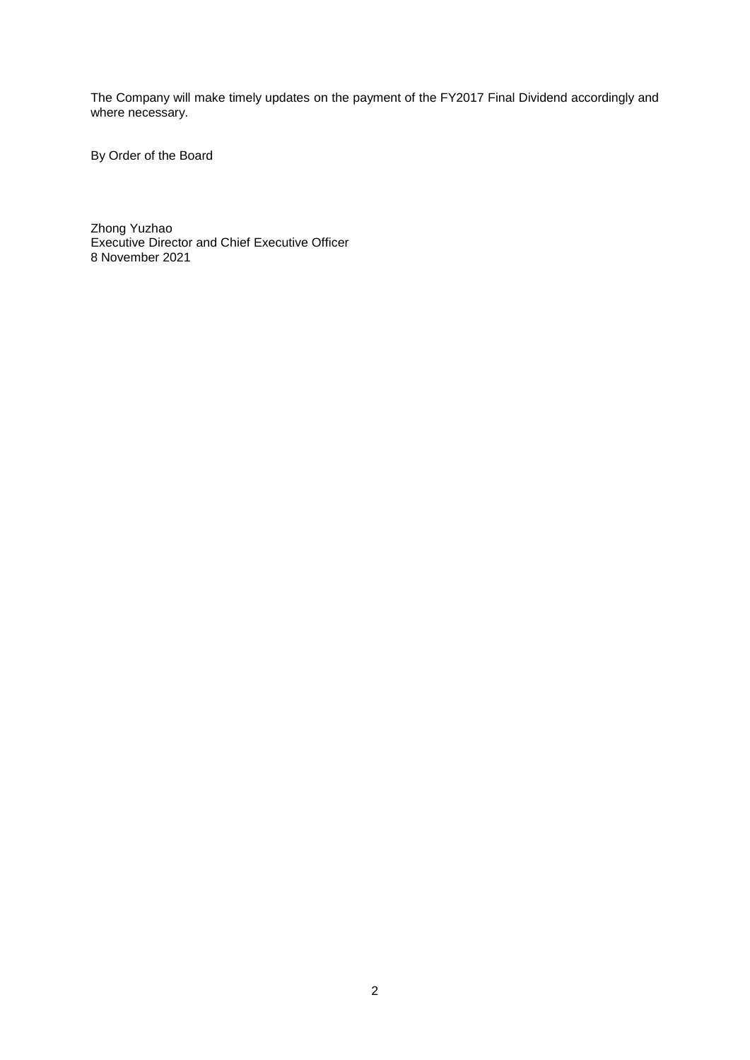The Company will make timely updates on the payment of the FY2017 Final Dividend accordingly and where necessary.

By Order of the Board

Zhong Yuzhao
Executive Director and Chief Executive Officer
8 November 2021